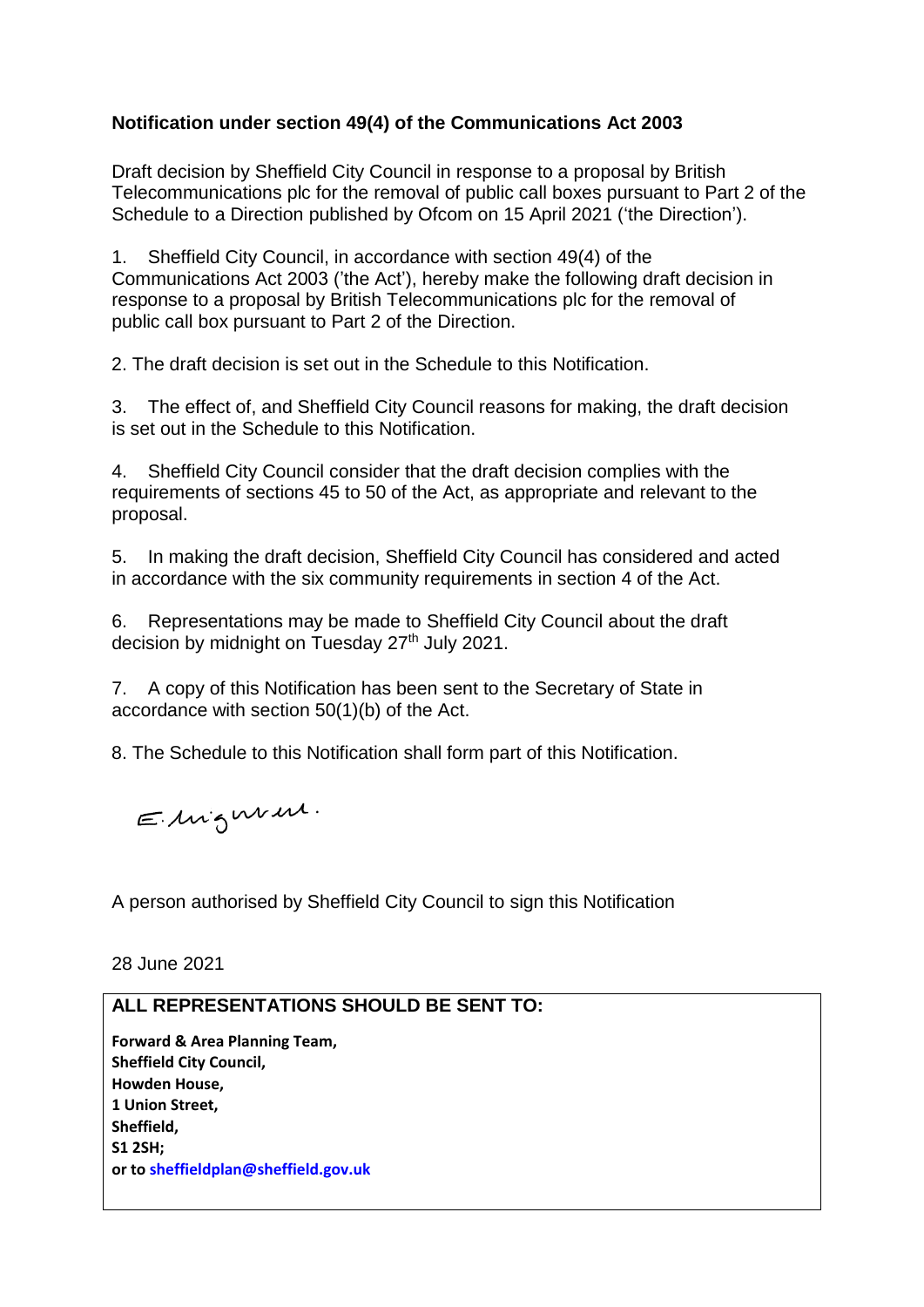**Notification under section 49(4) of the Communications Act 2003**

Draft decision by Sheffield City Council in response to a proposal by British Telecommunications plc for the removal of public call boxes pursuant to Part 2 of the Schedule to a Direction published by Ofcom on 15 April 2021 ('the Direction').

1. Sheffield City Council, in accordance with section 49(4) of the Communications Act 2003 ('the Act'), hereby make the following draft decision in response to a proposal by British Telecommunications plc for the removal of public call box pursuant to Part 2 of the Direction.

2. The draft decision is set out in the Schedule to this Notification.

3. The effect of, and Sheffield City Council reasons for making, the draft decision is set out in the Schedule to this Notification.

4. Sheffield City Council consider that the draft decision complies with the requirements of sections 45 to 50 of the Act, as appropriate and relevant to the proposal.

5. In making the draft decision, Sheffield City Council has considered and acted in accordance with the six community requirements in section 4 of the Act.

6. Representations may be made to Sheffield City Council about the draft decision by midnight on Tuesday 27th July 2021.

7. A copy of this Notification has been sent to the Secretary of State in accordance with section 50(1)(b) of the Act.

8. The Schedule to this Notification shall form part of this Notification.

E. Mignuret.

A person authorised by Sheffield City Council to sign this Notification

28 June 2021

**ALL REPRESENTATIONS SHOULD BE SENT TO:**

**Forward & Area Planning Team,**
**Sheffield City Council,**
**Howden House,**
**1 Union Street,**
**Sheffield,**
**S1 2SH;**
**or to sheffieldplan@sheffield.gov.uk**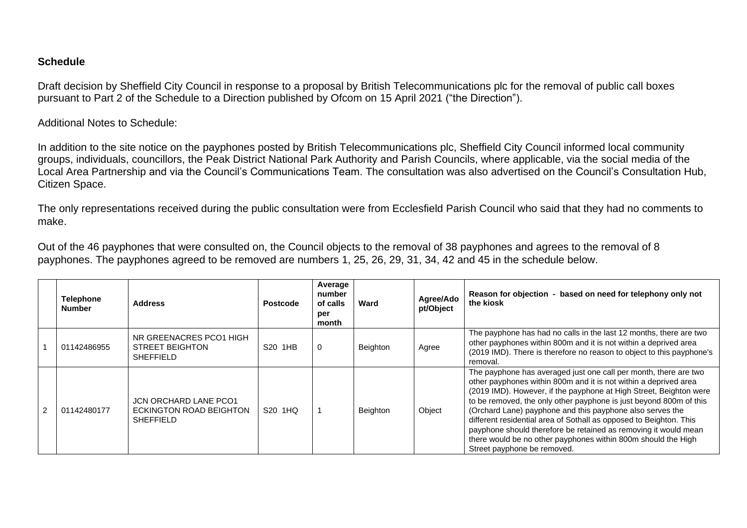**Schedule**

Draft decision by Sheffield City Council in response to a proposal by British Telecommunications plc for the removal of public call boxes pursuant to Part 2 of the Schedule to a Direction published by Ofcom on 15 April 2021 ("the Direction").

Additional Notes to Schedule:

In addition to the site notice on the payphones posted by British Telecommunications plc, Sheffield City Council informed local community groups, individuals, councillors, the Peak District National Park Authority and Parish Councils, where applicable, via the social media of the Local Area Partnership and via the Council's Communications Team. The consultation was also advertised on the Council's Consultation Hub, Citizen Space.

The only representations received during the public consultation were from Ecclesfield Parish Council who said that they had no comments to make.

Out of the 46 payphones that were consulted on, the Council objects to the removal of 38 payphones and agrees to the removal of 8 payphones. The payphones agreed to be removed are numbers 1, 25, 26, 29, 31, 34, 42 and 45 in the schedule below.

| | Telephone Number | Address | Postcode | Average number of calls per month | Ward | Agree/Adopt/Object | Reason for objection - based on need for telephony only not the kiosk |
|---|---|---|---|---|---|---|---|
| 1 | 01142486955 | NR GREENACRES PCO1 HIGH STREET BEIGHTON SHEFFIELD | S20 1HB | 0 | Beighton | Agree | The payphone has had no calls in the last 12 months, there are two other payphones within 800m and it is not within a deprived area (2019 IMD). There is therefore no reason to object to this payphone's removal. |
| 2 | 01142480177 | JCN ORCHARD LANE PCO1 ECKINGTON ROAD BEIGHTON SHEFFIELD | S20 1HQ | 1 | Beighton | Object | The payphone has averaged just one call per month, there are two other payphones within 800m and it is not within a deprived area (2019 IMD). However, if the payphone at High Street, Beighton were to be removed, the only other payphone is just beyond 800m of this (Orchard Lane) payphone and this payphone also serves the different residential area of Sothall as opposed to Beighton. This payphone should therefore be retained as removing it would mean there would be no other payphones within 800m should the High Street payphone be removed. |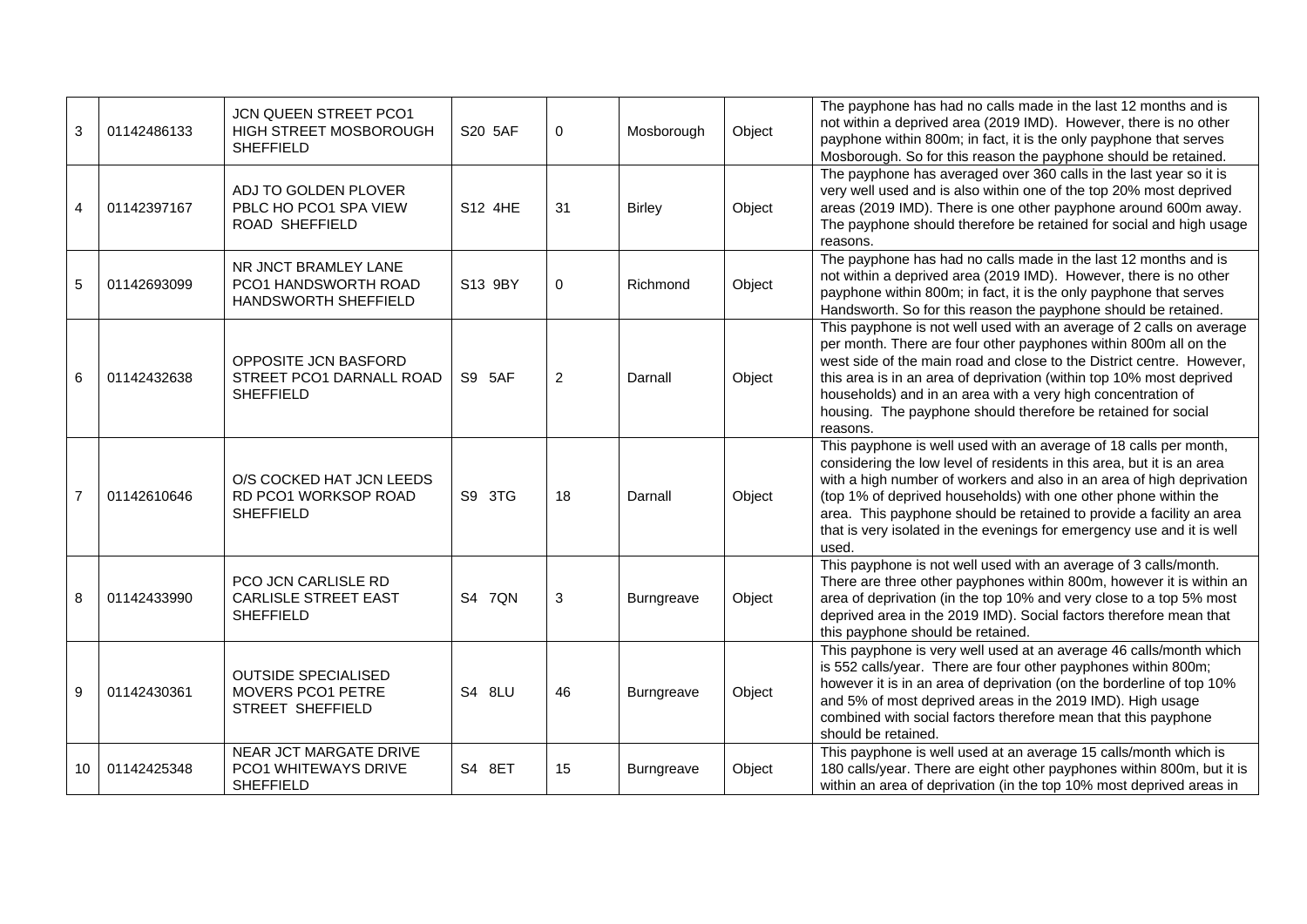| | | | | | | | |
|---|---|---|---|---|---|---|---|
| 3 | 01142486133 | JCN QUEEN STREET PCO1 HIGH STREET MOSBOROUGH SHEFFIELD | S20 5AF | 0 | Mosborough | Object | The payphone has had no calls made in the last 12 months and is not within a deprived area (2019 IMD). However, there is no other payphone within 800m; in fact, it is the only payphone that serves Mosborough. So for this reason the payphone should be retained. |
| 4 | 01142397167 | ADJ TO GOLDEN PLOVER PBLC HO PCO1 SPA VIEW ROAD SHEFFIELD | S12 4HE | 31 | Birley | Object | The payphone has averaged over 360 calls in the last year so it is very well used and is also within one of the top 20% most deprived areas (2019 IMD). There is one other payphone around 600m away. The payphone should therefore be retained for social and high usage reasons. |
| 5 | 01142693099 | NR JNCT BRAMLEY LANE PCO1 HANDSWORTH ROAD HANDSWORTH SHEFFIELD | S13 9BY | 0 | Richmond | Object | The payphone has had no calls made in the last 12 months and is not within a deprived area (2019 IMD). However, there is no other payphone within 800m; in fact, it is the only payphone that serves Handsworth. So for this reason the payphone should be retained. |
| 6 | 01142432638 | OPPOSITE JCN BASFORD STREET PCO1 DARNALL ROAD SHEFFIELD | S9 5AF | 2 | Darnall | Object | This payphone is not well used with an average of 2 calls on average per month. There are four other payphones within 800m all on the west side of the main road and close to the District centre. However, this area is in an area of deprivation (within top 10% most deprived households) and in an area with a very high concentration of housing. The payphone should therefore be retained for social reasons. |
| 7 | 01142610646 | O/S COCKED HAT JCN LEEDS RD PCO1 WORKSOP ROAD SHEFFIELD | S9 3TG | 18 | Darnall | Object | This payphone is well used with an average of 18 calls per month, considering the low level of residents in this area, but it is an area with a high number of workers and also in an area of high deprivation (top 1% of deprived households) with one other phone within the area. This payphone should be retained to provide a facility an area that is very isolated in the evenings for emergency use and it is well used. |
| 8 | 01142433990 | PCO JCN CARLISLE RD CARLISLE STREET EAST SHEFFIELD | S4 7QN | 3 | Burngreave | Object | This payphone is not well used with an average of 3 calls/month. There are three other payphones within 800m, however it is within an area of deprivation (in the top 10% and very close to a top 5% most deprived area in the 2019 IMD). Social factors therefore mean that this payphone should be retained. |
| 9 | 01142430361 | OUTSIDE SPECIALISED MOVERS PCO1 PETRE STREET SHEFFIELD | S4 8LU | 46 | Burngreave | Object | This payphone is very well used at an average 46 calls/month which is 552 calls/year. There are four other payphones within 800m; however it is in an area of deprivation (on the borderline of top 10% and 5% of most deprived areas in the 2019 IMD). High usage combined with social factors therefore mean that this payphone should be retained. |
| 10 | 01142425348 | NEAR JCT MARGATE DRIVE PCO1 WHITEWAYS DRIVE SHEFFIELD | S4 8ET | 15 | Burngreave | Object | This payphone is well used at an average 15 calls/month which is 180 calls/year. There are eight other payphones within 800m, but it is within an area of deprivation (in the top 10% most deprived areas in |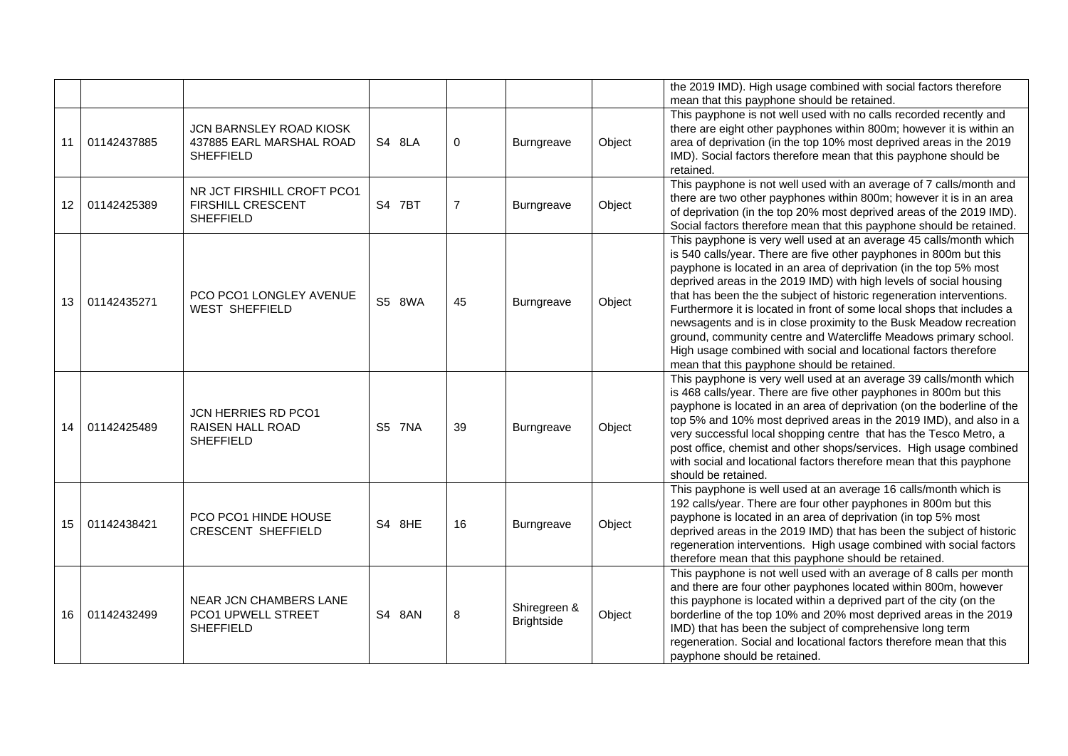| | | | | | | | |
|---|---|---|---|---|---|---|---|
| | | | | | | | the 2019 IMD). High usage combined with social factors therefore mean that this payphone should be retained. |
| 11 | 01142437885 | JCN BARNSLEY ROAD KIOSK 437885 EARL MARSHAL ROAD SHEFFIELD | S4 8LA | 0 | Burngreave | Object | This payphone is not well used with no calls recorded recently and there are eight other payphones within 800m; however it is within an area of deprivation (in the top 10% most deprived areas in the 2019 IMD). Social factors therefore mean that this payphone should be retained. |
| 12 | 01142425389 | NR JCT FIRSHILL CROFT PCO1 FIRSHILL CRESCENT SHEFFIELD | S4 7BT | 7 | Burngreave | Object | This payphone is not well used with an average of 7 calls/month and there are two other payphones within 800m; however it is in an area of deprivation (in the top 20% most deprived areas of the 2019 IMD). Social factors therefore mean that this payphone should be retained. |
| 13 | 01142435271 | PCO PCO1 LONGLEY AVENUE WEST SHEFFIELD | S5 8WA | 45 | Burngreave | Object | This payphone is very well used at an average 45 calls/month which is 540 calls/year. There are five other payphones in 800m but this payphone is located in an area of deprivation (in the top 5% most deprived areas in the 2019 IMD) with high levels of social housing that has been the the subject of historic regeneration interventions. Furthermore it is located in front of some local shops that includes a newsagents and is in close proximity to the Busk Meadow recreation ground, community centre and Watercliffe Meadows primary school. High usage combined with social and locational factors therefore mean that this payphone should be retained. |
| 14 | 01142425489 | JCN HERRIES RD PCO1 RAISEN HALL ROAD SHEFFIELD | S5 7NA | 39 | Burngreave | Object | This payphone is very well used at an average 39 calls/month which is 468 calls/year. There are five other payphones in 800m but this payphone is located in an area of deprivation (on the boderline of the top 5% and 10% most deprived areas in the 2019 IMD), and also in a very successful local shopping centre that has the Tesco Metro, a post office, chemist and other shops/services. High usage combined with social and locational factors therefore mean that this payphone should be retained. |
| 15 | 01142438421 | PCO PCO1 HINDE HOUSE CRESCENT SHEFFIELD | S4 8HE | 16 | Burngreave | Object | This payphone is well used at an average 16 calls/month which is 192 calls/year. There are four other payphones in 800m but this payphone is located in an area of deprivation (in top 5% most deprived areas in the 2019 IMD) that has been the subject of historic regeneration interventions. High usage combined with social factors therefore mean that this payphone should be retained. |
| 16 | 01142432499 | NEAR JCN CHAMBERS LANE PCO1 UPWELL STREET SHEFFIELD | S4 8AN | 8 | Shiregreen & Brightside | Object | This payphone is not well used with an average of 8 calls per month and there are four other payphones located within 800m, however this payphone is located within a deprived part of the city (on the borderline of the top 10% and 20% most deprived areas in the 2019 IMD) that has been the subject of comprehensive long term regeneration. Social and locational factors therefore mean that this payphone should be retained. |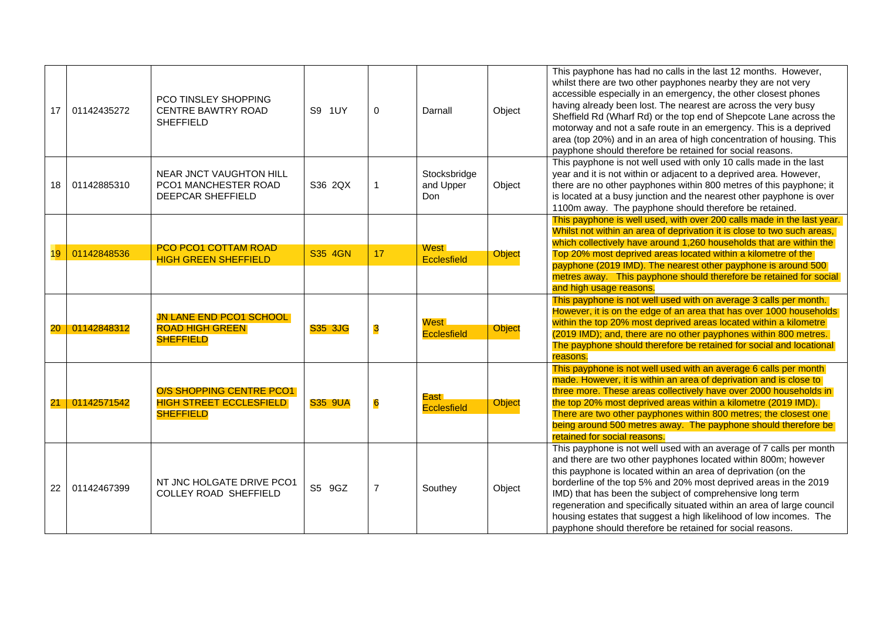| 17 | 01142435272 | PCO TINSLEY SHOPPING CENTRE BAWTRY ROAD SHEFFIELD | S9 1UY | 0 | Darnall | Object | This payphone has had no calls in the last 12 months. However, whilst there are two other payphones nearby they are not very accessible especially in an emergency, the other closest phones having already been lost. The nearest are across the very busy Sheffield Rd (Wharf Rd) or the top end of Shepcote Lane across the motorway and not a safe route in an emergency. This is a deprived area (top 20%) and in an area of high concentration of housing. This payphone should therefore be retained for social reasons. |
|---|---|---|---|---|---|---|---|
| 18 | 01142885310 | NEAR JNCT VAUGHTON HILL PCO1 MANCHESTER ROAD DEEPCAR SHEFFIELD | S36 2QX | 1 | Stocksbridge and Upper Don | Object | This payphone is not well used with only 10 calls made in the last year and it is not within or adjacent to a deprived area. However, there are no other payphones within 800 metres of this payphone; it is located at a busy junction and the nearest other payphone is over 1100m away. The payphone should therefore be retained. |
| 19 | 01142848536 | PCO PCO1 COTTAM ROAD HIGH GREEN SHEFFIELD | S35 4GN | 17 | West Ecclesfield | Object | This payphone is well used, with over 200 calls made in the last year. Whilst not within an area of deprivation it is close to two such areas, which collectively have around 1,260 households that are within the Top 20% most deprived areas located within a kilometre of the payphone (2019 IMD). The nearest other payphone is around 500 metres away. This payphone should therefore be retained for social and high usage reasons. |
| 20 | 01142848312 | JN LANE END PCO1 SCHOOL ROAD HIGH GREEN SHEFFIELD | S35 3JG | 3 | West Ecclesfield | Object | This payphone is not well used with on average 3 calls per month. However, it is on the edge of an area that has over 1000 households within the top 20% most deprived areas located within a kilometre (2019 IMD); and, there are no other payphones within 800 metres. The payphone should therefore be retained for social and locational reasons. |
| 21 | 01142571542 | O/S SHOPPING CENTRE PCO1 HIGH STREET ECCLESFIELD SHEFFIELD | S35 9UA | 6 | East Ecclesfield | Object | This payphone is not well used with an average 6 calls per month made. However, it is within an area of deprivation and is close to three more. These areas collectively have over 2000 households in the top 20% most deprived areas within a kilometre (2019 IMD). There are two other payphones within 800 metres; the closest one being around 500 metres away. The payphone should therefore be retained for social reasons. |
| 22 | 01142467399 | NT JNC HOLGATE DRIVE PCO1 COLLEY ROAD SHEFFIELD | S5 9GZ | 7 | Southey | Object | This payphone is not well used with an average of 7 calls per month and there are two other payphones located within 800m; however this payphone is located within an area of deprivation (on the borderline of the top 5% and 20% most deprived areas in the 2019 IMD) that has been the subject of comprehensive long term regeneration and specifically situated within an area of large council housing estates that suggest a high likelihood of low incomes. The payphone should therefore be retained for social reasons. |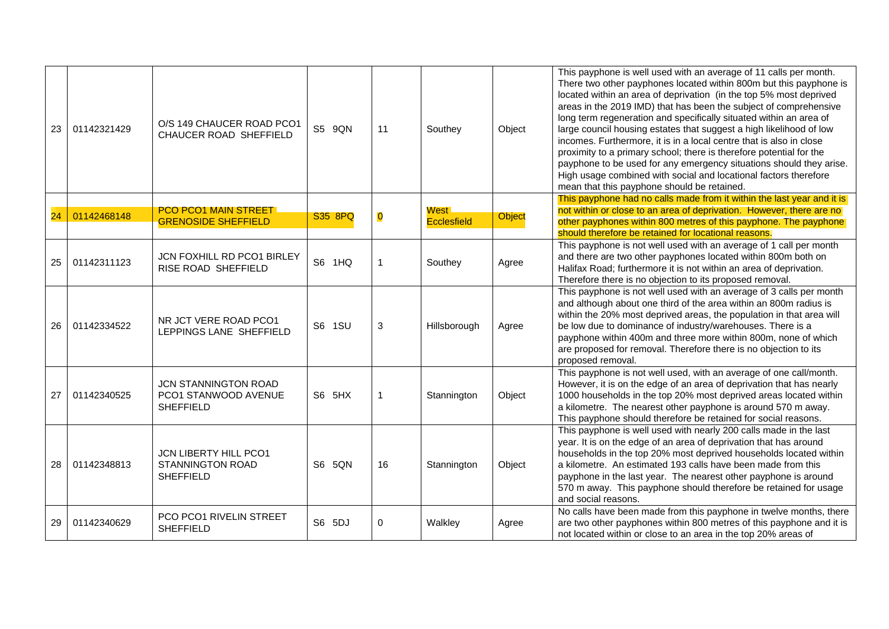| 23 | 01142321429 | O/S 149 CHAUCER ROAD PCO1 CHAUCER ROAD SHEFFIELD | S5 9QN | 11 | Southey | Object | This payphone is well used with an average of 11 calls per month. There two other payphones located within 800m but this payphone is located within an area of deprivation (in the top 5% most deprived areas in the 2019 IMD) that has been the subject of comprehensive long term regeneration and specifically situated within an area of large council housing estates that suggest a high likelihood of low incomes. Furthermore, it is in a local centre that is also in close proximity to a primary school; there is therefore potential for the payphone to be used for any emergency situations should they arise. High usage combined with social and locational factors therefore mean that this payphone should be retained. |
|---|---|---|---|---|---|---|---|
| 24 | 01142468148 | PCO PCO1 MAIN STREET GRENOSIDE SHEFFIELD | S35 8PQ | 0 | West Ecclesfield | Object | This payphone had no calls made from it within the last year and it is not within or close to an area of deprivation. However, there are no other payphones within 800 metres of this payphone. The payphone should therefore be retained for locational reasons. |
| 25 | 01142311123 | JCN FOXHILL RD PCO1 BIRLEY RISE ROAD SHEFFIELD | S6 1HQ | 1 | Southey | Agree | This payphone is not well used with an average of 1 call per month and there are two other payphones located within 800m both on Halifax Road; furthermore it is not within an area of deprivation. Therefore there is no objection to its proposed removal. |
| 26 | 01142334522 | NR JCT VERE ROAD PCO1 LEPPINGS LANE SHEFFIELD | S6 1SU | 3 | Hillsborough | Agree | This payphone is not well used with an average of 3 calls per month and although about one third of the area within an 800m radius is within the 20% most deprived areas, the population in that area will be low due to dominance of industry/warehouses. There is a payphone within 400m and three more within 800m, none of which are proposed for removal. Therefore there is no objection to its proposed removal. |
| 27 | 01142340525 | JCN STANNINGTON ROAD PCO1 STANWOOD AVENUE SHEFFIELD | S6 5HX | 1 | Stannington | Object | This payphone is not well used, with an average of one call/month. However, it is on the edge of an area of deprivation that has nearly 1000 households in the top 20% most deprived areas located within a kilometre. The nearest other payphone is around 570 m away. This payphone should therefore be retained for social reasons. |
| 28 | 01142348813 | JCN LIBERTY HILL PCO1 STANNINGTON ROAD SHEFFIELD | S6 5QN | 16 | Stannington | Object | This payphone is well used with nearly 200 calls made in the last year. It is on the edge of an area of deprivation that has around households in the top 20% most deprived households located within a kilometre. An estimated 193 calls have been made from this payphone in the last year. The nearest other payphone is around 570 m away. This payphone should therefore be retained for usage and social reasons. |
| 29 | 01142340629 | PCO PCO1 RIVELIN STREET SHEFFIELD | S6 5DJ | 0 | Walkley | Agree | No calls have been made from this payphone in twelve months, there are two other payphones within 800 metres of this payphone and it is not located within or close to an area in the top 20% areas of |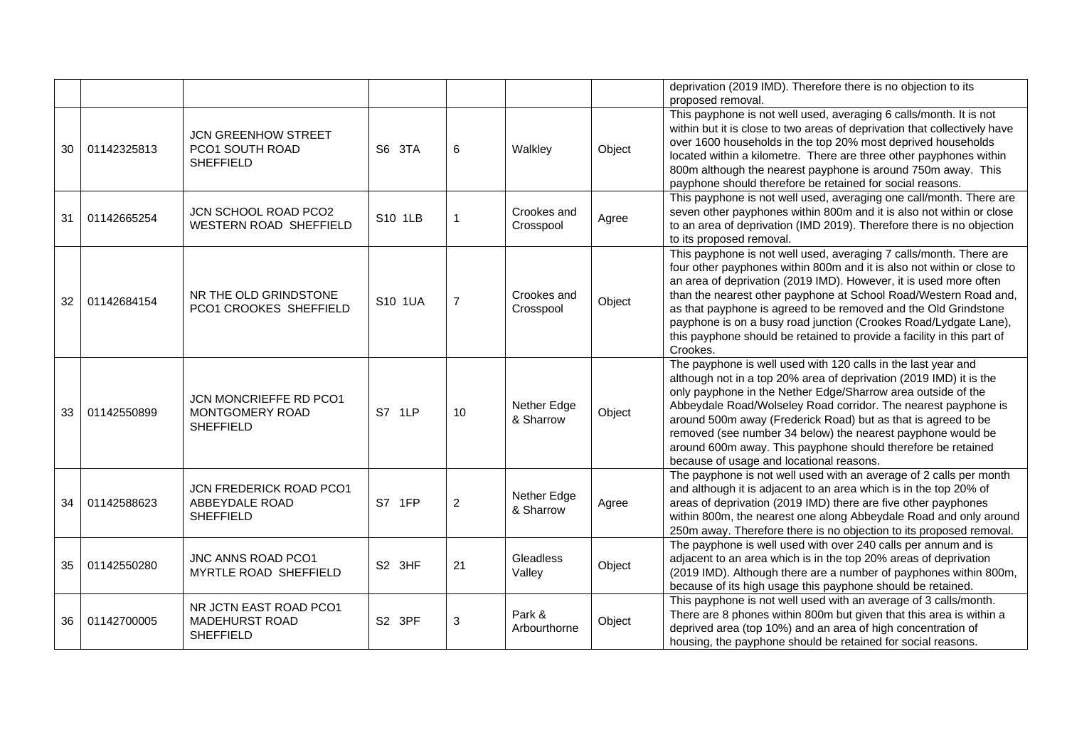| | | | | | | | |
|---|---|---|---|---|---|---|---|
| | | | | | | | deprivation (2019 IMD). Therefore there is no objection to its proposed removal. |
| 30 | 01142325813 | JCN GREENHOW STREET PCO1 SOUTH ROAD SHEFFIELD | S6 3TA | 6 | Walkley | Object | This payphone is not well used, averaging 6 calls/month. It is not within but it is close to two areas of deprivation that collectively have over 1600 households in the top 20% most deprived households located within a kilometre. There are three other payphones within 800m although the nearest payphone is around 750m away. This payphone should therefore be retained for social reasons. |
| 31 | 01142665254 | JCN SCHOOL ROAD PCO2 WESTERN ROAD SHEFFIELD | S10 1LB | 1 | Crookes and Crosspool | Agree | This payphone is not well used, averaging one call/month. There are seven other payphones within 800m and it is also not within or close to an area of deprivation (IMD 2019). Therefore there is no objection to its proposed removal. |
| 32 | 01142684154 | NR THE OLD GRINDSTONE PCO1 CROOKES SHEFFIELD | S10 1UA | 7 | Crookes and Crosspool | Object | This payphone is not well used, averaging 7 calls/month. There are four other payphones within 800m and it is also not within or close to an area of deprivation (2019 IMD). However, it is used more often than the nearest other payphone at School Road/Western Road and, as that payphone is agreed to be removed and the Old Grindstone payphone is on a busy road junction (Crookes Road/Lydgate Lane), this payphone should be retained to provide a facility in this part of Crookes. |
| 33 | 01142550899 | JCN MONCRIEFFE RD PCO1 MONTGOMERY ROAD SHEFFIELD | S7 1LP | 10 | Nether Edge & Sharrow | Object | The payphone is well used with 120 calls in the last year and although not in a top 20% area of deprivation (2019 IMD) it is the only payphone in the Nether Edge/Sharrow area outside of the Abbeydale Road/Wolseley Road corridor. The nearest payphone is around 500m away (Frederick Road) but as that is agreed to be removed (see number 34 below) the nearest payphone would be around 600m away. This payphone should therefore be retained because of usage and locational reasons. |
| 34 | 01142588623 | JCN FREDERICK ROAD PCO1 ABBEYDALE ROAD SHEFFIELD | S7 1FP | 2 | Nether Edge & Sharrow | Agree | The payphone is not well used with an average of 2 calls per month and although it is adjacent to an area which is in the top 20% of areas of deprivation (2019 IMD) there are five other payphones within 800m, the nearest one along Abbeydale Road and only around 250m away. Therefore there is no objection to its proposed removal. |
| 35 | 01142550280 | JNC ANNS ROAD PCO1 MYRTLE ROAD SHEFFIELD | S2 3HF | 21 | Gleadless Valley | Object | The payphone is well used with over 240 calls per annum and is adjacent to an area which is in the top 20% areas of deprivation (2019 IMD). Although there are a number of payphones within 800m, because of its high usage this payphone should be retained. |
| 36 | 01142700005 | NR JCTN EAST ROAD PCO1 MADEHURST ROAD SHEFFIELD | S2 3PF | 3 | Park & Arbourthorne | Object | This payphone is not well used with an average of 3 calls/month. There are 8 phones within 800m but given that this area is within a deprived area (top 10%) and an area of high concentration of housing, the payphone should be retained for social reasons. |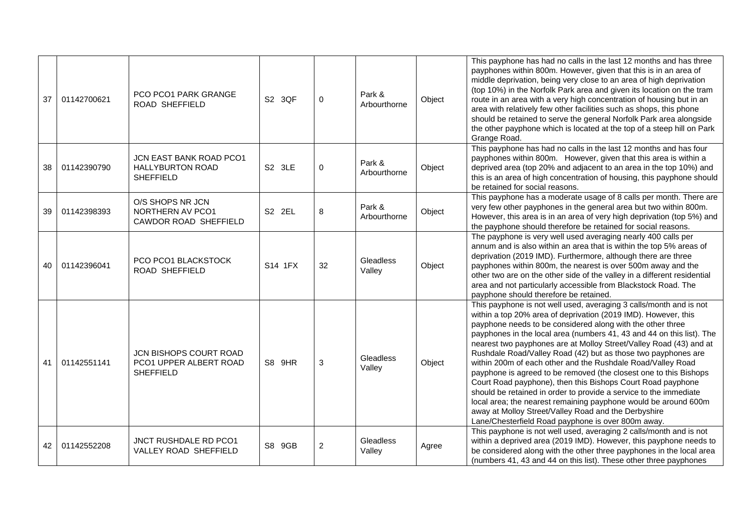| 37 | 01142700621 | PCO PCO1 PARK GRANGE ROAD SHEFFIELD | S2 3QF | 0 | Park & Arbourthorne | Object | This payphone has had no calls in the last 12 months and has three payphones within 800m. However, given that this is in an area of middle deprivation, being very close to an area of high deprivation (top 10%) in the Norfolk Park area and given its location on the tram route in an area with a very high concentration of housing but in an area with relatively few other facilities such as shops, this phone should be retained to serve the general Norfolk Park area alongside the other payphone which is located at the top of a steep hill on Park Grange Road. |
|---|---|---|---|---|---|---|---|
| 38 | 01142390790 | JCN EAST BANK ROAD PCO1 HALLYBURTON ROAD SHEFFIELD | S2 3LE | 0 | Park & Arbourthorne | Object | This payphone has had no calls in the last 12 months and has four payphones within 800m. However, given that this area is within a deprived area (top 20% and adjacent to an area in the top 10%) and this is an area of high concentration of housing, this payphone should be retained for social reasons. |
| 39 | 01142398393 | O/S SHOPS NR JCN NORTHERN AV PCO1 CAWDOR ROAD SHEFFIELD | S2 2EL | 8 | Park & Arbourthorne | Object | This payphone has a moderate usage of 8 calls per month. There are very few other payphones in the general area but two within 800m. However, this area is in an area of very high deprivation (top 5%) and the payphone should therefore be retained for social reasons. |
| 40 | 01142396041 | PCO PCO1 BLACKSTOCK ROAD SHEFFIELD | S14 1FX | 32 | Gleadless Valley | Object | The payphone is very well used averaging nearly 400 calls per annum and is also within an area that is within the top 5% areas of deprivation (2019 IMD). Furthermore, although there are three payphones within 800m, the nearest is over 500m away and the other two are on the other side of the valley in a different residential area and not particularly accessible from Blackstock Road. The payphone should therefore be retained. |
| 41 | 01142551141 | JCN BISHOPS COURT ROAD PCO1 UPPER ALBERT ROAD SHEFFIELD | S8 9HR | 3 | Gleadless Valley | Object | This payphone is not well used, averaging 3 calls/month and is not within a top 20% area of deprivation (2019 IMD). However, this payphone needs to be considered along with the other three payphones in the local area (numbers 41, 43 and 44 on this list). The nearest two payphones are at Molloy Street/Valley Road (43) and at Rushdale Road/Valley Road (42) but as those two payphones are within 200m of each other and the Rushdale Road/Valley Road payphone is agreed to be removed (the closest one to this Bishops Court Road payphone), then this Bishops Court Road payphone should be retained in order to provide a service to the immediate local area; the nearest remaining payphone would be around 600m away at Molloy Street/Valley Road and the Derbyshire Lane/Chesterfield Road payphone is over 800m away. |
| 42 | 01142552208 | JNCT RUSHDALE RD PCO1 VALLEY ROAD SHEFFIELD | S8 9GB | 2 | Gleadless Valley | Agree | This payphone is not well used, averaging 2 calls/month and is not within a deprived area (2019 IMD). However, this payphone needs to be considered along with the other three payphones in the local area (numbers 41, 43 and 44 on this list). These other three payphones |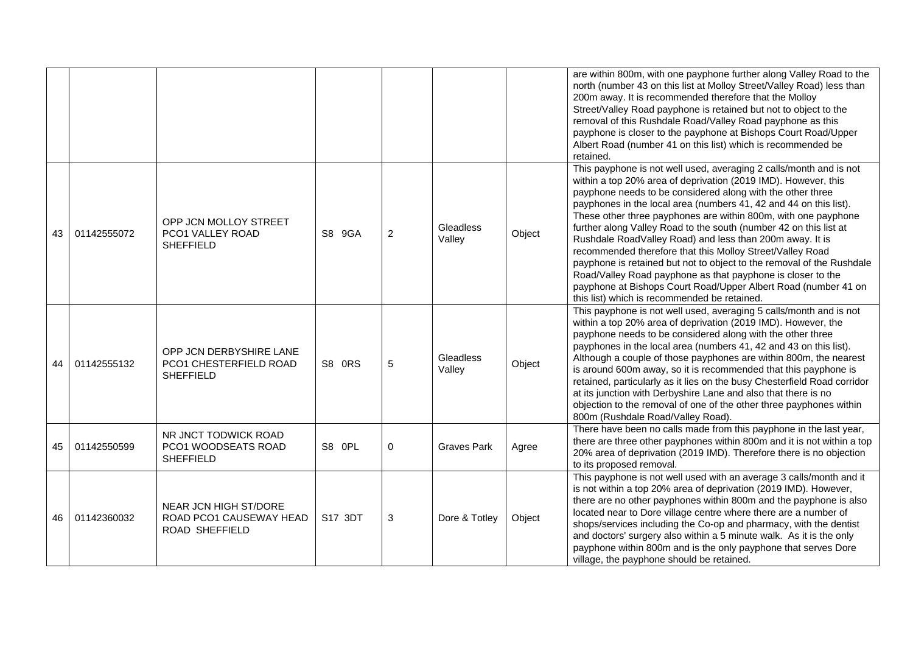| | | | | | | | |
|---|---|---|---|---|---|---|---|
| | | | | | | | are within 800m, with one payphone further along Valley Road to the north (number 43 on this list at Molloy Street/Valley Road) less than 200m away. It is recommended therefore that the Molloy Street/Valley Road payphone is retained but not to object to the removal of this Rushdale Road/Valley Road payphone as this payphone is closer to the payphone at Bishops Court Road/Upper Albert Road (number 41 on this list) which is recommended be retained. |
| 43 | 01142555072 | OPP JCN MOLLOY STREET PCO1 VALLEY ROAD SHEFFIELD | S8 9GA | 2 | Gleadless Valley | Object | This payphone is not well used, averaging 2 calls/month and is not within a top 20% area of deprivation (2019 IMD). However, this payphone needs to be considered along with the other three payphones in the local area (numbers 41, 42 and 44 on this list). These other three payphones are within 800m, with one payphone further along Valley Road to the south (number 42 on this list at Rushdale RoadValley Road) and less than 200m away. It is recommended therefore that this Molloy Street/Valley Road payphone is retained but not to object to the removal of the Rushdale Road/Valley Road payphone as that payphone is closer to the payphone at Bishops Court Road/Upper Albert Road (number 41 on this list) which is recommended be retained. |
| 44 | 01142555132 | OPP JCN DERBYSHIRE LANE PCO1 CHESTERFIELD ROAD SHEFFIELD | S8 0RS | 5 | Gleadless Valley | Object | This payphone is not well used, averaging 5 calls/month and is not within a top 20% area of deprivation (2019 IMD). However, the payphone needs to be considered along with the other three payphones in the local area (numbers 41, 42 and 43 on this list). Although a couple of those payphones are within 800m, the nearest is around 600m away, so it is recommended that this payphone is retained, particularly as it lies on the busy Chesterfield Road corridor at its junction with Derbyshire Lane and also that there is no objection to the removal of one of the other three payphones within 800m (Rushdale Road/Valley Road). |
| 45 | 01142550599 | NR JNCT TODWICK ROAD PCO1 WOODSEATS ROAD SHEFFIELD | S8 0PL | 0 | Graves Park | Agree | There have been no calls made from this payphone in the last year, there are three other payphones within 800m and it is not within a top 20% area of deprivation (2019 IMD). Therefore there is no objection to its proposed removal. |
| 46 | 01142360032 | NEAR JCN HIGH ST/DORE ROAD PCO1 CAUSEWAY HEAD ROAD SHEFFIELD | S17 3DT | 3 | Dore & Totley | Object | This payphone is not well used with an average 3 calls/month and it is not within a top 20% area of deprivation (2019 IMD). However, there are no other payphones within 800m and the payphone is also located near to Dore village centre where there are a number of shops/services including the Co-op and pharmacy, with the dentist and doctors' surgery also within a 5 minute walk. As it is the only payphone within 800m and is the only payphone that serves Dore village, the payphone should be retained. |